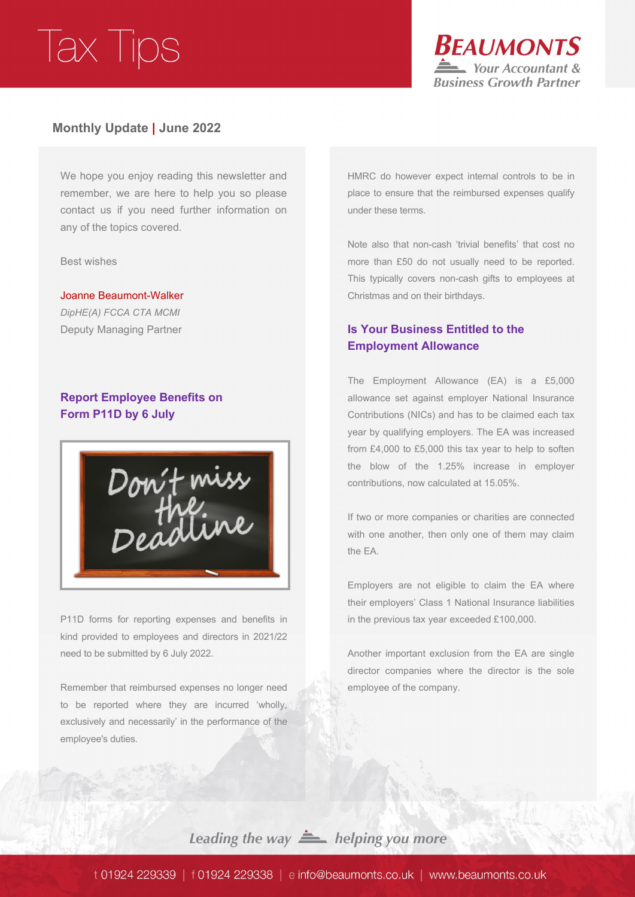# Tax Tips

**BEAUMONTS**
*Your Accountant & Business Growth Partner*

## Monthly Update | June 2022

We hope you enjoy reading this newsletter and remember, we are here to help you so please contact us if you need further information on any of the topics covered.

Best wishes

Joanne Beaumont-Walker
*DipHE(A) FCCA CTA MCMI*
Deputy Managing Partner

### Report Employee Benefits on Form P11D by 6 July

P11D forms for reporting expenses and benefits in kind provided to employees and directors in 2021/22 need to be submitted by 6 July 2022.

Remember that reimbursed expenses no longer need to be reported where they are incurred 'wholly, exclusively and necessarily' in the performance of the employee's duties.

HMRC do however expect internal controls to be in place to ensure that the reimbursed expenses qualify under these terms.

Note also that non-cash 'trivial benefits' that cost no more than £50 do not usually need to be reported. This typically covers non-cash gifts to employees at Christmas and on their birthdays.

### Is Your Business Entitled to the Employment Allowance

The Employment Allowance (EA) is a £5,000 allowance set against employer National Insurance Contributions (NICs) and has to be claimed each tax year by qualifying employers. The EA was increased from £4,000 to £5,000 this tax year to help to soften the blow of the 1.25% increase in employer contributions, now calculated at 15.05%.

If two or more companies or charities are connected with one another, then only one of them may claim the EA.

Employers are not eligible to claim the EA where their employers' Class 1 National Insurance liabilities in the previous tax year exceeded £100,000.

Another important exclusion from the EA are single director companies where the director is the sole employee of the company.

*Leading the way helping you more*

t 01924 229339 | f 01924 229338 | e info@beaumonts.co.uk | www.beaumonts.co.uk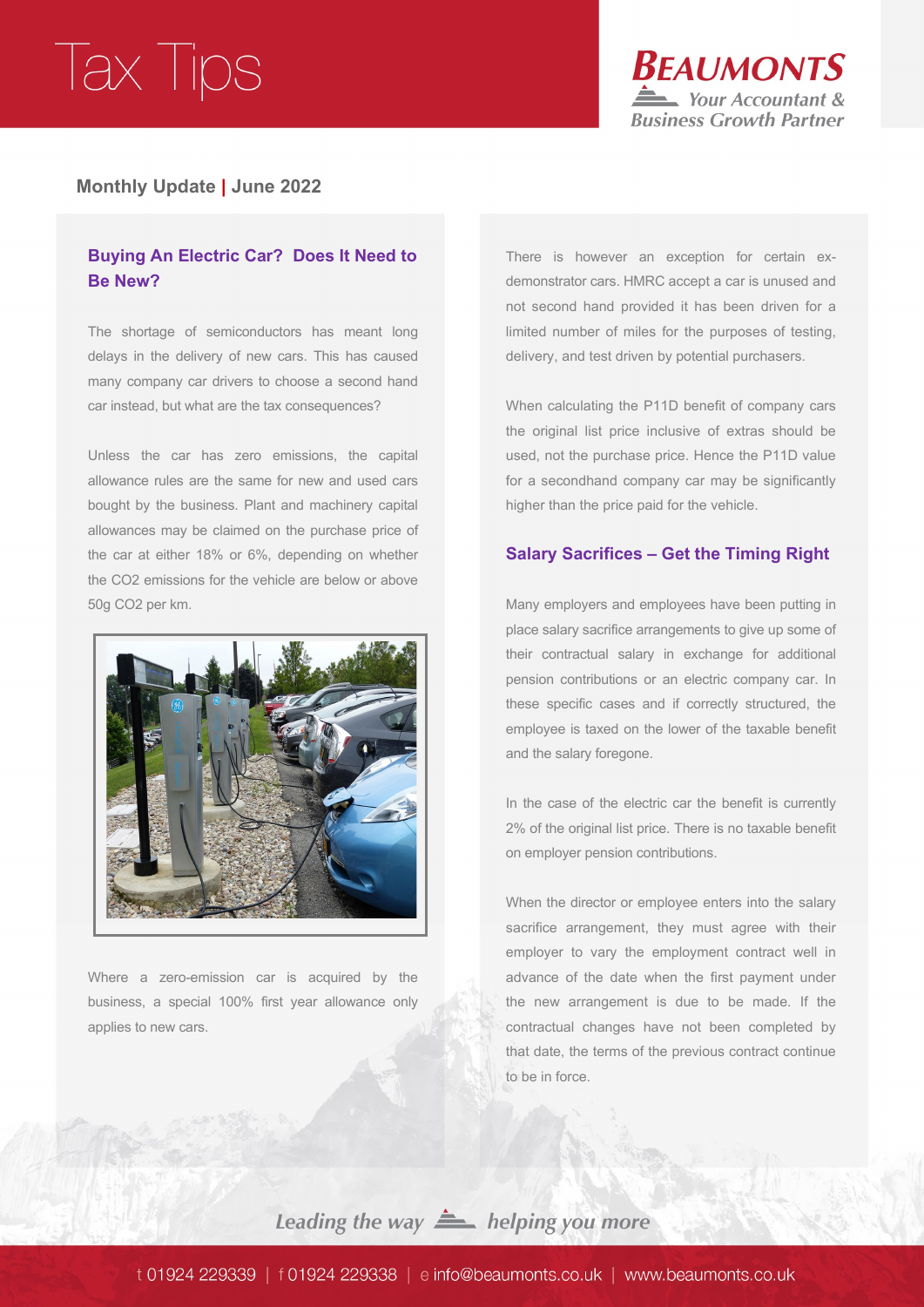# Tax Tips

**Monthly Update | June 2022**

## Buying An Electric Car? Does It Need to Be New?

The shortage of semiconductors has meant long delays in the delivery of new cars. This has caused many company car drivers to choose a second hand car instead, but what are the tax consequences?

Unless the car has zero emissions, the capital allowance rules are the same for new and used cars bought by the business. Plant and machinery capital allowances may be claimed on the purchase price of the car at either 18% or 6%, depending on whether the $CO_2$ emissions for the vehicle are below or above 50g $CO_2$ per km.

Where a zero-emission car is acquired by the business, a special 100% first year allowance only applies to new cars.

There is however an exception for certain ex-demonstrator cars. HMRC accept a car is unused and not second hand provided it has been driven for a limited number of miles for the purposes of testing, delivery, and test driven by potential purchasers.

When calculating the P11D benefit of company cars the original list price inclusive of extras should be used, not the purchase price. Hence the P11D value for a secondhand company car may be significantly higher than the price paid for the vehicle.

## Salary Sacrifices – Get the Timing Right

Many employers and employees have been putting in place salary sacrifice arrangements to give up some of their contractual salary in exchange for additional pension contributions or an electric company car. In these specific cases and if correctly structured, the employee is taxed on the lower of the taxable benefit and the salary foregone.

In the case of the electric car the benefit is currently 2% of the original list price. There is no taxable benefit on employer pension contributions.

When the director or employee enters into the salary sacrifice arrangement, they must agree with their employer to vary the employment contract well in advance of the date when the first payment under the new arrangement is due to be made. If the contractual changes have not been completed by that date, the terms of the previous contract continue to be in force.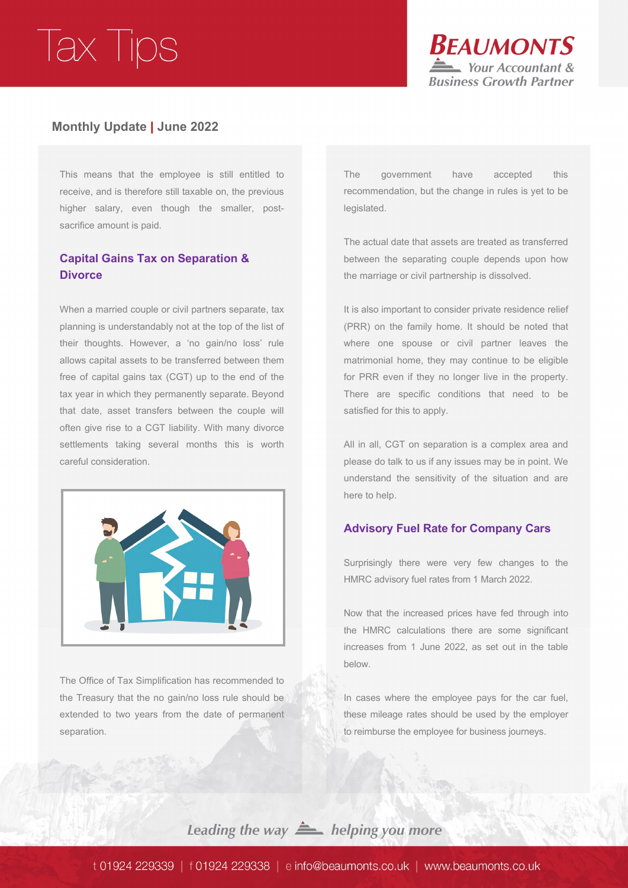This means that the employee is still entitled to receive, and is therefore still taxable on, the previous higher salary, even though the smaller, post-sacrifice amount is paid.

## Capital Gains Tax on Separation & Divorce

When a married couple or civil partners separate, tax planning is understandably not at the top of the list of their thoughts. However, a 'no gain/no loss' rule allows capital assets to be transferred between them free of capital gains tax (CGT) up to the end of the tax year in which they permanently separate. Beyond that date, asset transfers between the couple will often give rise to a CGT liability. With many divorce settlements taking several months this is worth careful consideration.

The Office of Tax Simplification has recommended to the Treasury that the no gain/no loss rule should be extended to two years from the date of permanent separation.

The government have accepted this recommendation, but the change in rules is yet to be legislated.

The actual date that assets are treated as transferred between the separating couple depends upon how the marriage or civil partnership is dissolved.

It is also important to consider private residence relief (PRR) on the family home. It should be noted that where one spouse or civil partner leaves the matrimonial home, they may continue to be eligible for PRR even if they no longer live in the property. There are specific conditions that need to be satisfied for this to apply.

All in all, CGT on separation is a complex area and please do talk to us if any issues may be in point. We understand the sensitivity of the situation and are here to help.

## Advisory Fuel Rate for Company Cars

Surprisingly there were very few changes to the HMRC advisory fuel rates from 1 March 2022.

Now that the increased prices have fed through into the HMRC calculations there are some significant increases from 1 June 2022, as set out in the table below.

In cases where the employee pays for the car fuel, these mileage rates should be used by the employer to reimburse the employee for business journeys.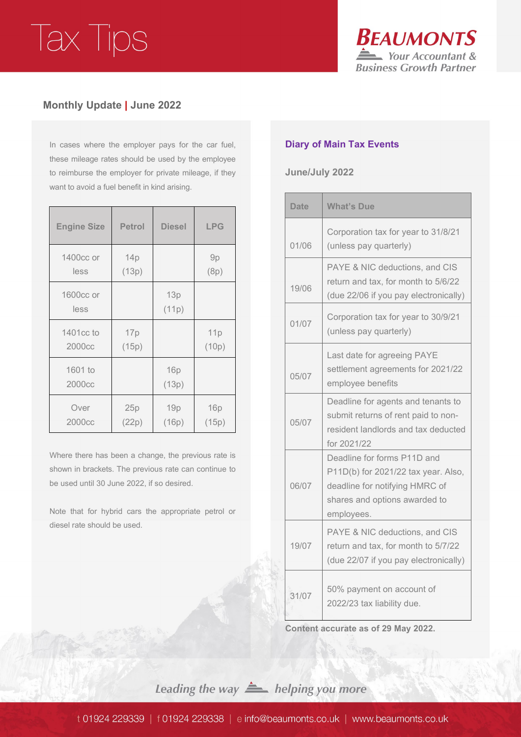# Tax Tips

**BEAUMONTS** Your Accountant & Business Growth Partner

## Monthly Update | June 2022

In cases where the employer pays for the car fuel, these mileage rates should be used by the employee to reimburse the employer for private mileage, if they want to avoid a fuel benefit in kind arising.

| Engine Size | Petrol | Diesel | LPG |
|---|---|---|---|
| 1400cc or less | 14p (13p) | | 9p (8p) |
| 1600cc or less | | 13p (11p) | |
| 1401cc to 2000cc | 17p (15p) | | 11p (10p) |
| 1601 to 2000cc | | 16p (13p) | |
| Over 2000cc | 25p (22p) | 19p (16p) | 16p (15p) |

Where there has been a change, the previous rate is shown in brackets. The previous rate can continue to be used until 30 June 2022, if so desired.

Note that for hybrid cars the appropriate petrol or diesel rate should be used.

### Diary of Main Tax Events

**June/July 2022**

| Date | What's Due |
|---|---|
| 01/06 | Corporation tax for year to 31/8/21 (unless pay quarterly) |
| 19/06 | PAYE & NIC deductions, and CIS return and tax, for month to 5/6/22 (due 22/06 if you pay electronically) |
| 01/07 | Corporation tax for year to 30/9/21 (unless pay quarterly) |
| 05/07 | Last date for agreeing PAYE settlement agreements for 2021/22 employee benefits |
| 05/07 | Deadline for agents and tenants to submit returns of rent paid to non-resident landlords and tax deducted for 2021/22 |
| 06/07 | Deadline for forms P11D and P11D(b) for 2021/22 tax year. Also, deadline for notifying HMRC of shares and options awarded to employees. |
| 19/07 | PAYE & NIC deductions, and CIS return and tax, for month to 5/7/22 (due 22/07 if you pay electronically) |
| 31/07 | 50% payment on account of 2022/23 tax liability due. |

**Content accurate as of 29 May 2022.**

*Leading the way helping you more*

t 01924 229339 | f 01924 229338 | e info@beaumonts.co.uk | www.beaumonts.co.uk